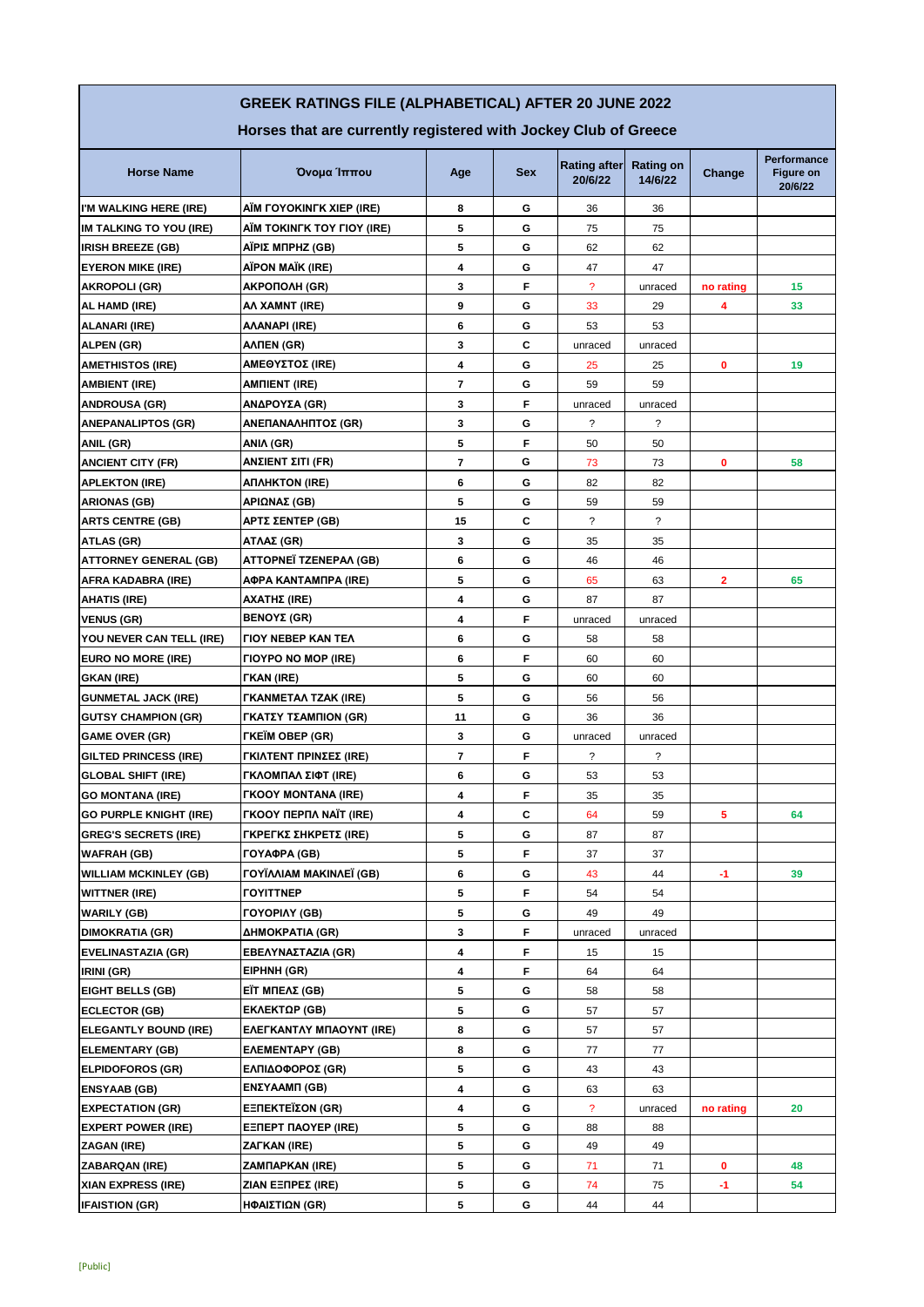# GREEK RATINGS FILE (ALPHABETICAL) AFTER 20 JUNE 2022

## Horses that are currently registered with Jockey Club of Greece

| Horse Name | Όνομα Ίππου | Age | Sex | Rating after 20/6/22 | Rating on 14/6/22 | Change | Performance Figure on 20/6/22 |
|---|---|---|---|---|---|---|---|
| I'M WALKING HERE (IRE) | ΑΪΜ ΓΟΥΟΚΙΝΓΚ ΧΙΕΡ (IRE) | 8 | G | 36 | 36 | | |
| IM TALKING TO YOU (IRE) | ΑΪΜ ΤΟΚΙΝΓΚ ΤΟΥ ΓΙΟΥ (IRE) | 5 | G | 75 | 75 | | |
| IRISH BREEZE (GB) | ΑΪΡΙΣ ΜΠΡΗΖ (GB) | 5 | G | 62 | 62 | | |
| EYERON MIKE (IRE) | ΑΪΡΟΝ ΜΑΪΚ (IRE) | 4 | G | 47 | 47 | | |
| AKROPOLI (GR) | ΑΚΡΟΠΟΛΗ (GR) | 3 | F | ? | unraced | no rating | 15 |
| AL HAMD (IRE) | ΑΛ ΧΑΜΝΤ (IRE) | 9 | G | 33 | 29 | 4 | 33 |
| ALANARI (IRE) | ΑΛΑΝΑΡΙ (IRE) | 6 | G | 53 | 53 | | |
| ALPEN (GR) | ΑΛΠΕΝ (GR) | 3 | C | unraced | unraced | | |
| AMETHISTOS (IRE) | ΑΜΕΘΥΣΤΟΣ (IRE) | 4 | G | 25 | 25 | 0 | 19 |
| AMBIENT (IRE) | ΑΜΠΙΕΝΤ (IRE) | 7 | G | 59 | 59 | | |
| ANDROUSA (GR) | ΑΝΔΡΟΥΣΑ (GR) | 3 | F | unraced | unraced | | |
| ANEPANALIPTOS (GR) | ΑΝΕΠΑΝΑΛΗΠΤΟΣ (GR) | 3 | G | ? | ? | | |
| ANIL (GR) | ΑΝΙΛ (GR) | 5 | F | 50 | 50 | | |
| ANCIENT CITY (FR) | ΑΝΣΙΕΝΤ ΣΙΤΙ (FR) | 7 | G | 73 | 73 | 0 | 58 |
| APLEKTON (IRE) | ΑΠΛΗΚΤΟΝ (IRE) | 6 | G | 82 | 82 | | |
| ARIONAS (GB) | ΑΡΙΩΝΑΣ (GB) | 5 | G | 59 | 59 | | |
| ARTS CENTRE (GB) | ΑΡΤΣ ΣΕΝΤΕΡ (GB) | 15 | C | ? | ? | | |
| ATLAS (GR) | ΑΤΛΑΣ (GR) | 3 | G | 35 | 35 | | |
| ATTORNEY GENERAL (GB) | ΑΤΤΟΡΝΕΪ ΤΖΕΝΕΡΑΛ (GB) | 6 | G | 46 | 46 | | |
| AFRA KADABRA (IRE) | ΑΦΡΑ ΚΑΝΤΑΜΠΡΑ (IRE) | 5 | G | 65 | 63 | 2 | 65 |
| AHATIS (IRE) | ΑΧΑΤΗΣ (IRE) | 4 | G | 87 | 87 | | |
| VENUS (GR) | ΒΕΝΟΥΣ (GR) | 4 | F | unraced | unraced | | |
| YOU NEVER CAN TELL (IRE) | ΓΙΟΥ ΝΕΒΕΡ ΚΑΝ ΤΕΛ | 6 | G | 58 | 58 | | |
| EURO NO MORE (IRE) | ΓΙΟΥΡΟ ΝΟ ΜΟΡ (IRE) | 6 | F | 60 | 60 | | |
| GKAN (IRE) | ΓΚΑΝ (IRE) | 5 | G | 60 | 60 | | |
| GUNMETAL JACK (IRE) | ΓΚΑΝΜΕΤΑΛ ΤΖΑΚ (IRE) | 5 | G | 56 | 56 | | |
| GUTSY CHAMPION (GR) | ΓΚΑΤΣΥ ΤΣΑΜΠΙΟΝ (GR) | 11 | G | 36 | 36 | | |
| GAME OVER (GR) | ΓΚΕΪΜ ΟΒΕΡ (GR) | 3 | G | unraced | unraced | | |
| GILTED PRINCESS (IRE) | ΓΚΙΛΤΕΝΤ ΠΡΙΝΣΕΣ (IRE) | 7 | F | ? | ? | | |
| GLOBAL SHIFT (IRE) | ΓΚΛΟΜΠΑΛ ΣΙΦΤ (IRE) | 6 | G | 53 | 53 | | |
| GO MONTANA (IRE) | ΓΚΟΟΥ ΜΟΝΤΑΝΑ (IRE) | 4 | F | 35 | 35 | | |
| GO PURPLE KNIGHT (IRE) | ΓΚΟΟΥ ΠΕΡΠΛ ΝΑΪΤ (IRE) | 4 | C | 64 | 59 | 5 | 64 |
| GREG'S SECRETS (IRE) | ΓΚΡΕΓΚΣ ΣΗΚΡΕΤΣ (IRE) | 5 | G | 87 | 87 | | |
| WAFRAH (GB) | ΓΟΥΑΦΡΑ (GB) | 5 | F | 37 | 37 | | |
| WILLIAM MCKINLEY (GB) | ΓΟΥΪΛΛΙΑΜ ΜΑΚΙΝΛΕΪ (GB) | 6 | G | 43 | 44 | -1 | 39 |
| WITTNER (IRE) | ΓΟΥΙΤΤΝΕΡ | 5 | F | 54 | 54 | | |
| WARILY (GB) | ΓΟΥΟΡΙΛΥ (GB) | 5 | G | 49 | 49 | | |
| DIMOKRATIA (GR) | ΔΗΜΟΚΡΑΤΙΑ (GR) | 3 | F | unraced | unraced | | |
| EVELINASTAZIA (GR) | ΕΒΕΛΥΝΑΣΤΑΖΙΑ (GR) | 4 | F | 15 | 15 | | |
| IRINI (GR) | ΕΙΡΗΝΗ (GR) | 4 | F | 64 | 64 | | |
| EIGHT BELLS (GB) | ΕΪΤ ΜΠΕΛΣ (GB) | 5 | G | 58 | 58 | | |
| ECLECTOR (GB) | ΕΚΛΕΚΤΩΡ (GB) | 5 | G | 57 | 57 | | |
| ELEGANTLY BOUND (IRE) | ΕΛΕΓΚΑΝΤΛΥ ΜΠΑΟΥΝΤ (IRE) | 8 | G | 57 | 57 | | |
| ELEMENTARY (GB) | ΕΛΕΜΕΝΤΑΡΥ (GB) | 8 | G | 77 | 77 | | |
| ELPIDOFOROS (GR) | ΕΛΠΙΔΟΦΟΡΟΣ (GR) | 5 | G | 43 | 43 | | |
| ENSYAAB (GB) | ΕΝΣΥΑΑΜΠ (GB) | 4 | G | 63 | 63 | | |
| EXPECTATION (GR) | ΕΞΠΕΚΤΕΪΣΟΝ (GR) | 4 | G | ? | unraced | no rating | 20 |
| EXPERT POWER (IRE) | ΕΞΠΕΡΤ ΠΑΟΥΕΡ (IRE) | 5 | G | 88 | 88 | | |
| ZAGAN (IRE) | ΖΑΓΚΑΝ (IRE) | 5 | G | 49 | 49 | | |
| ZABARQAN (IRE) | ΖΑΜΠΑΡΚΑΝ (IRE) | 5 | G | 71 | 71 | 0 | 48 |
| XIAN EXPRESS (IRE) | ΖΙΑΝ ΕΞΠΡΕΣ (IRE) | 5 | G | 74 | 75 | -1 | 54 |
| IFAISTION (GR) | ΗΦΑΙΣΤΙΩΝ (GR) | 5 | G | 44 | 44 | | |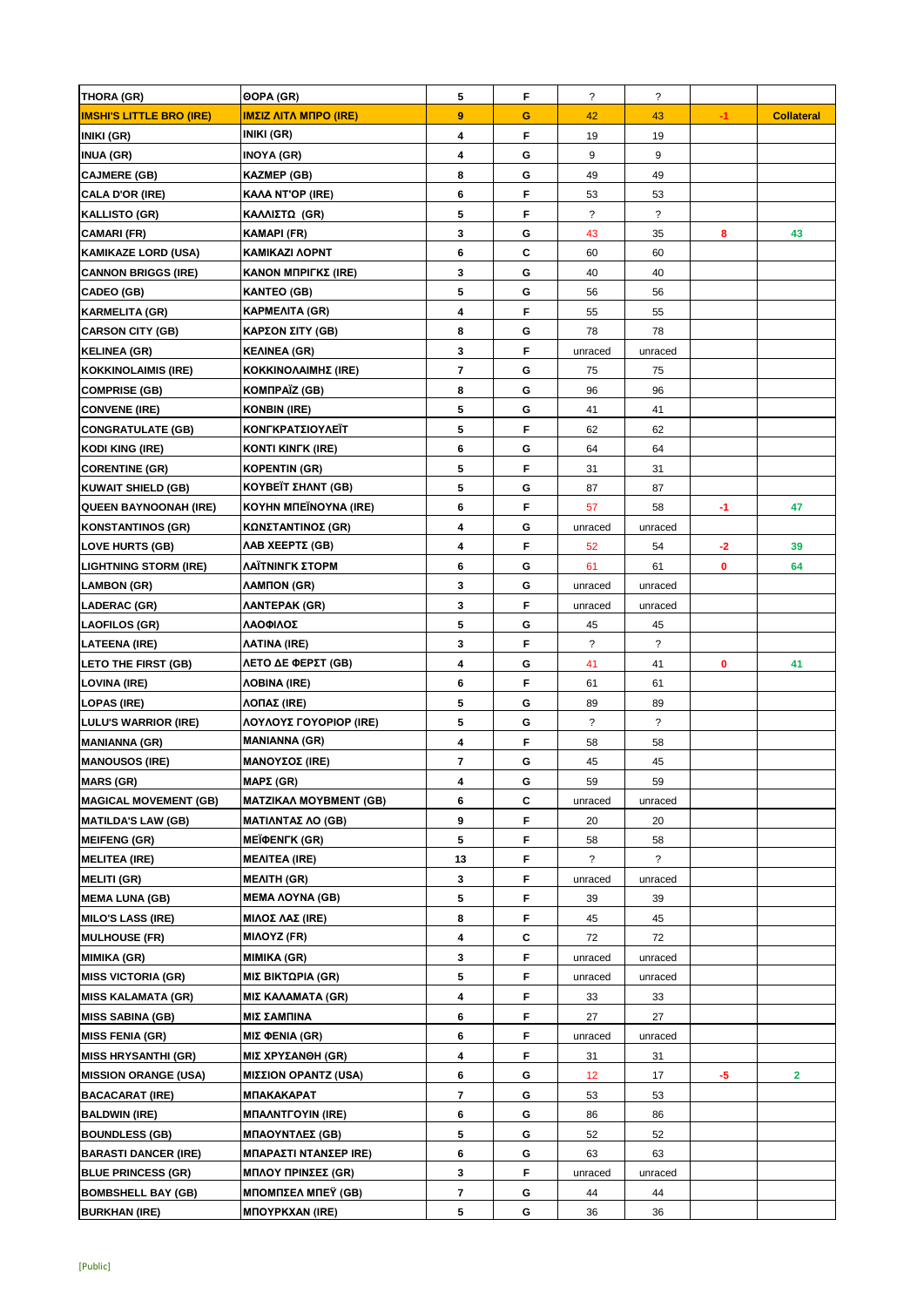| | | | | | | | |
|---|---|---|---|---|---|---|---|
| THORA (GR) | ΘΟΡΑ (GR) | 5 | F | ? | ? | | |
| **IMSHI'S LITTLE BRO (IRE)** | **ΙΜΣΙΖ ΛΙΤΛ ΜΠΡΟ (IRE)** | 9 | G | 42 | 43 | -1 | Collateral |
| INIKI (GR) | INIKI (GR) | 4 | F | 19 | 19 | | |
| INUA (GR) | INOYA (GR) | 4 | G | 9 | 9 | | |
| CAJMERE (GB) | ΚΑΖΜΕΡ (GB) | 8 | G | 49 | 49 | | |
| CALA D'OR (IRE) | ΚΑΛΑ ΝΤ'ΟΡ (IRE) | 6 | F | 53 | 53 | | |
| KALLISTO (GR) | ΚΑΛΛΙΣΤΩ (GR) | 5 | F | ? | ? | | |
| CAMARI (FR) | ΚΑΜΑΡΙ (FR) | 3 | G | 43 | 35 | 8 | 43 |
| KAMIKAZE LORD (USA) | ΚΑΜΙΚΑΖΙ ΛΟΡΝΤ | 6 | C | 60 | 60 | | |
| CANNON BRIGGS (IRE) | ΚΑΝΟΝ ΜΠΡΙΓΚΣ (IRE) | 3 | G | 40 | 40 | | |
| CADEO (GB) | ΚΑΝΤΕΟ (GB) | 5 | G | 56 | 56 | | |
| KARMELITA (GR) | ΚΑΡΜΕΛΙΤΑ (GR) | 4 | F | 55 | 55 | | |
| CARSON CITY (GB) | ΚΑΡΣΟΝ ΣΙΤΥ (GB) | 8 | G | 78 | 78 | | |
| KELINEA (GR) | ΚΕΛΙΝΕΑ (GR) | 3 | F | unraced | unraced | | |
| KOKKINOLAIMIS (IRE) | ΚΟΚΚΙΝΟΛΑΙΜΗΣ (IRE) | 7 | G | 75 | 75 | | |
| COMPRISE (GB) | ΚΟΜΠΡΑΪΖ (GB) | 8 | G | 96 | 96 | | |
| CONVENE (IRE) | ΚΟΝΒΙΝ (IRE) | 5 | G | 41 | 41 | | |
| CONGRATULATE (GB) | ΚΟΝΓΚΡΑΤΣΙΟΥΛΕΪΤ | 5 | F | 62 | 62 | | |
| KODI KING (IRE) | ΚΟΝΤΙ ΚΙΝΓΚ (IRE) | 6 | G | 64 | 64 | | |
| CORENTINE (GR) | ΚΟΡΕΝΤΙΝ (GR) | 5 | F | 31 | 31 | | |
| KUWAIT SHIELD (GB) | ΚΟΥΒΕΪΤ ΣΗΛΝΤ (GB) | 5 | G | 87 | 87 | | |
| QUEEN BAYNOONAH (IRE) | ΚΟΥΗΝ ΜΠΕΪΝΟΥΝΑ (IRE) | 6 | F | 57 | 58 | -1 | 47 |
| KONSTANTINOS (GR) | ΚΩΝΣΤΑΝΤΙΝΟΣ (GR) | 4 | G | unraced | unraced | | |
| LOVE HURTS (GB) | ΛΑΒ ΧΕΕΡΤΣ (GB) | 4 | F | 52 | 54 | -2 | 39 |
| LIGHTNING STORM (IRE) | ΛΑΪΤΝΙΝΓΚ ΣΤΟΡΜ | 6 | G | 61 | 61 | 0 | 64 |
| LAMBON (GR) | ΛΑΜΠΟΝ (GR) | 3 | G | unraced | unraced | | |
| LADERAC (GR) | ΛΑΝΤΕΡΑΚ (GR) | 3 | F | unraced | unraced | | |
| LAOFILOS (GR) | ΛΑΟΦΙΛΟΣ | 5 | G | 45 | 45 | | |
| LATEENA (IRE) | ΛΑΤΙΝΑ (IRE) | 3 | F | ? | ? | | |
| LETO THE FIRST (GB) | ΛΕΤΟ ΔΕ ΦΕΡΣΤ (GB) | 4 | G | 41 | 41 | 0 | 41 |
| LOVINA (IRE) | ΛΟΒΙΝΑ (IRE) | 6 | F | 61 | 61 | | |
| LOPAS (IRE) | ΛΟΠΑΣ (IRE) | 5 | G | 89 | 89 | | |
| LULU'S WARRIOR (IRE) | ΛΟΥΛΟΥΣ ΓΟΥΟΡΙΟΡ (IRE) | 5 | G | ? | ? | | |
| MANIANNA (GR) | ΜΑΝΙΑΝΝΑ (GR) | 4 | F | 58 | 58 | | |
| MANOUSOS (IRE) | ΜΑΝΟΥΣΟΣ (IRE) | 7 | G | 45 | 45 | | |
| MARS (GR) | ΜΑΡΣ (GR) | 4 | G | 59 | 59 | | |
| MAGICAL MOVEMENT (GB) | ΜΑΤΖΙΚΑΛ ΜΟΥΒΜΕΝΤ (GB) | 6 | C | unraced | unraced | | |
| MATILDA'S LAW (GB) | ΜΑΤΙΛΝΤΑΣ ΛΟ (GB) | 9 | F | 20 | 20 | | |
| MEIFENG (GR) | ΜΕΪΦΕΝΓΚ (GR) | 5 | F | 58 | 58 | | |
| MELITEA (IRE) | ΜΕΛΙΤΕΑ (IRE) | 13 | F | ? | ? | | |
| MELITI (GR) | ΜΕΛΙΤΗ (GR) | 3 | F | unraced | unraced | | |
| MEMA LUNA (GB) | ΜΕΜΑ ΛΟΥΝΑ (GB) | 5 | F | 39 | 39 | | |
| MILO'S LASS (IRE) | ΜΙΛΟΣ ΛΑΣ (IRE) | 8 | F | 45 | 45 | | |
| MULHOUSE (FR) | ΜΙΛΟΥΖ (FR) | 4 | C | 72 | 72 | | |
| MIMIKA (GR) | ΜΙΜΙΚΑ (GR) | 3 | F | unraced | unraced | | |
| MISS VICTORIA (GR) | ΜΙΣ ΒΙΚΤΩΡΙΑ (GR) | 5 | F | unraced | unraced | | |
| MISS KALAMATA (GR) | ΜΙΣ ΚΑΛΑΜΑΤΑ (GR) | 4 | F | 33 | 33 | | |
| MISS SABINA (GB) | ΜΙΣ ΣΑΜΠΙΝΑ | 6 | F | 27 | 27 | | |
| MISS FENIA (GR) | ΜΙΣ ΦΕΝΙΑ (GR) | 6 | F | unraced | unraced | | |
| MISS HRYSANTHI (GR) | ΜΙΣ ΧΡΥΣΑΝΘΗ (GR) | 4 | F | 31 | 31 | | |
| MISSION ORANGE (USA) | ΜΙΣΣΙΟΝ ΟΡΑΝΤΖ (USA) | 6 | G | 12 | 17 | -5 | 2 |
| BACACARAT (IRE) | ΜΠΑΚΑΚΑΡΑΤ | 7 | G | 53 | 53 | | |
| BALDWIN (IRE) | ΜΠΑΛΝΤΓΟΥΙΝ (IRE) | 6 | G | 86 | 86 | | |
| BOUNDLESS (GB) | ΜΠΑΟΥΝΤΛΕΣ (GB) | 5 | G | 52 | 52 | | |
| BARASTI DANCER (IRE) | ΜΠΑΡΑΣΤΙ ΝΤΑΝΣΕΡ IRE) | 6 | G | 63 | 63 | | |
| BLUE PRINCESS (GR) | ΜΠΛΟΥ ΠΡΙΝΣΕΣ (GR) | 3 | F | unraced | unraced | | |
| BOMBSHELL BAY (GB) | ΜΠΟΜΠΣΕΛ ΜΠΕΫ (GB) | 7 | G | 44 | 44 | | |
| BURKHAN (IRE) | ΜΠΟΥΡΚΧΑΝ (IRE) | 5 | G | 36 | 36 | | |

[Public]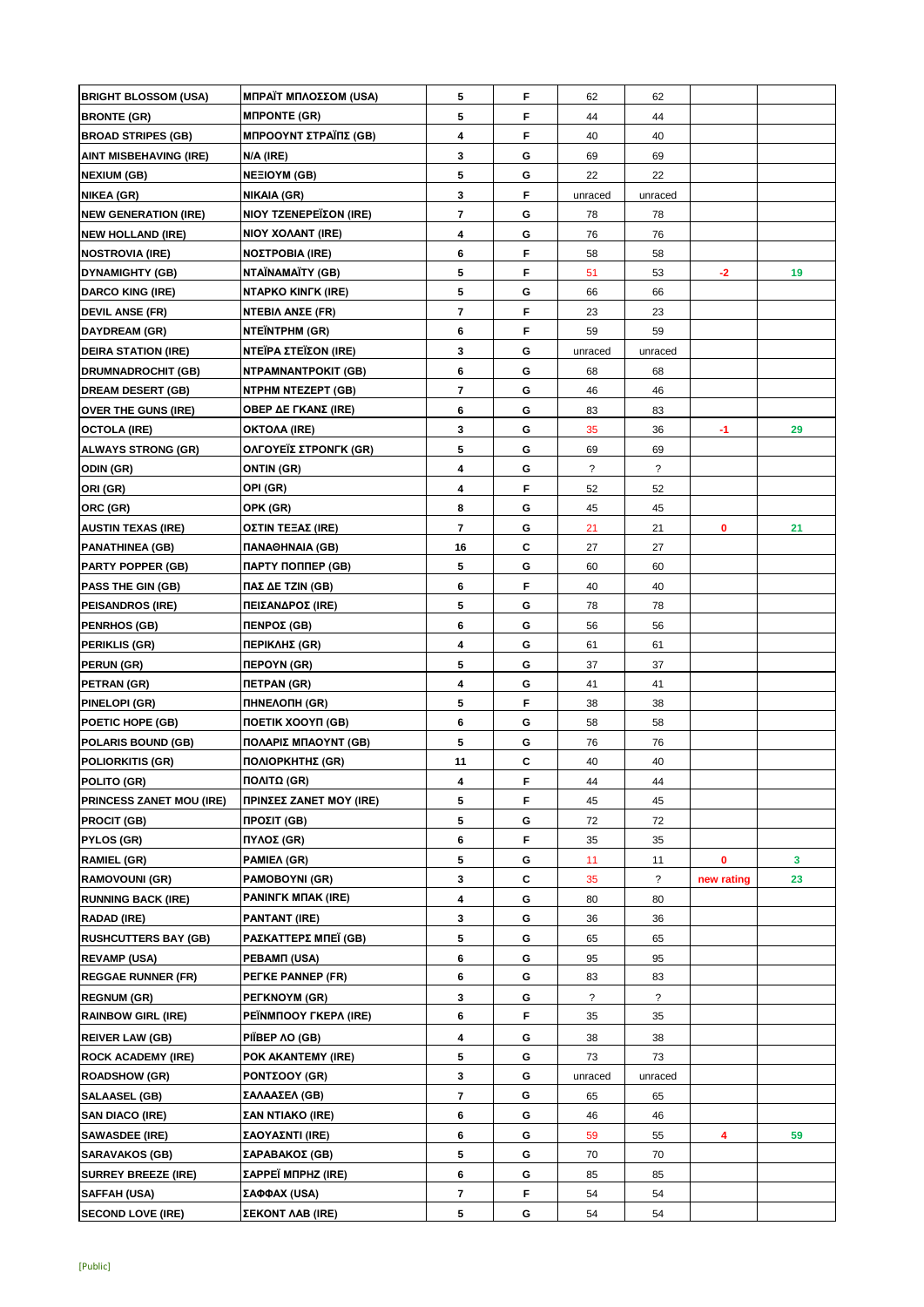| | | | | | | | |
|---|---|---|---|---|---|---|---|
| BRIGHT BLOSSOM (USA) | ΜΠΡΑΪΤ ΜΠΛΟΣΣΟΜ (USA) | 5 | F | 62 | 62 | | |
| BRONTE (GR) | ΜΠΡΟΝΤΕ (GR) | 5 | F | 44 | 44 | | |
| BROAD STRIPES (GB) | ΜΠΡΟΟΥΝΤ ΣΤΡΑΪΠΣ (GB) | 4 | F | 40 | 40 | | |
| AINT MISBEHAVING (IRE) | N/A (IRE) | 3 | G | 69 | 69 | | |
| NEXIUM (GB) | ΝΕΞΙΟΥΜ (GB) | 5 | G | 22 | 22 | | |
| NIKEA (GR) | ΝΙΚΑΙΑ (GR) | 3 | F | unraced | unraced | | |
| NEW GENERATION (IRE) | ΝΙΟΥ ΤΖΕΝΕΡΕΪΣΟΝ (IRE) | 7 | G | 78 | 78 | | |
| NEW HOLLAND (IRE) | ΝΙΟΥ ΧΟΛΑΝΤ (IRE) | 4 | G | 76 | 76 | | |
| NOSTROVIA (IRE) | ΝΟΣΤΡΟΒΙΑ (IRE) | 6 | F | 58 | 58 | | |
| DYNAMIGHTY (GB) | ΝΤΑΪΝΑΜΑΪΤΥ (GB) | 5 | F | 51 | 53 | -2 | 19 |
| DARCO KING (IRE) | ΝΤΑΡΚΟ ΚΙΝΓΚ (IRE) | 5 | G | 66 | 66 | | |
| DEVIL ANSE (FR) | ΝΤΕΒΙΛ ΑΝΣΕ (FR) | 7 | F | 23 | 23 | | |
| DAYDREAM (GR) | ΝΤΕΪΝΤΡΗΜ (GR) | 6 | F | 59 | 59 | | |
| DEIRA STATION (IRE) | ΝΤΕΪΡΑ ΣΤΕΪΣΟΝ (IRE) | 3 | G | unraced | unraced | | |
| DRUMNADROCHIT (GB) | ΝΤΡΑΜΝΑΝΤΡΟΚΙΤ (GB) | 6 | G | 68 | 68 | | |
| DREAM DESERT (GB) | ΝΤΡΗΜ ΝΤΕΖΕΡΤ (GB) | 7 | G | 46 | 46 | | |
| OVER THE GUNS (IRE) | ΟΒΕΡ ΔΕ ΓΚΑΝΣ (IRE) | 6 | G | 83 | 83 | | |
| OCTOLA (IRE) | ΟΚΤΟΛΑ (IRE) | 3 | G | 35 | 36 | -1 | 29 |
| ALWAYS STRONG (GR) | ΟΛΓΟΥΕΪΣ ΣΤΡΟΝΓΚ (GR) | 5 | G | 69 | 69 | | |
| ODIN (GR) | ΟΝΤΙΝ (GR) | 4 | G | ? | ? | | |
| ORI (GR) | ΟΡΙ (GR) | 4 | F | 52 | 52 | | |
| ORC (GR) | ΟΡΚ (GR) | 8 | G | 45 | 45 | | |
| AUSTIN TEXAS (IRE) | ΟΣΤΙΝ ΤΕΞΑΣ (IRE) | 7 | G | 21 | 21 | 0 | 21 |
| PANATHINEA (GB) | ΠΑΝΑΘΗΝΑΙΑ (GB) | 16 | C | 27 | 27 | | |
| PARTY POPPER (GB) | ΠΑΡΤΥ ΠΟΠΠΕΡ (GB) | 5 | G | 60 | 60 | | |
| PASS THE GIN (GB) | ΠΑΣ ΔΕ ΤΖΙΝ (GB) | 6 | F | 40 | 40 | | |
| PEISANDROS (IRE) | ΠΕΙΣΑΝΔΡΟΣ (IRE) | 5 | G | 78 | 78 | | |
| PENRHOS (GB) | ΠΕΝΡΟΣ (GB) | 6 | G | 56 | 56 | | |
| PERIKLIS (GR) | ΠΕΡΙΚΛΗΣ (GR) | 4 | G | 61 | 61 | | |
| PERUN (GR) | ΠΕΡΟΥΝ (GR) | 5 | G | 37 | 37 | | |
| PETRAN (GR) | ΠΕΤΡΑΝ (GR) | 4 | G | 41 | 41 | | |
| PINELOPI (GR) | ΠΗΝΕΛΟΠΗ (GR) | 5 | F | 38 | 38 | | |
| POETIC HOPE (GB) | ΠΟΕΤΙΚ ΧΟΟΥΠ (GB) | 6 | G | 58 | 58 | | |
| POLARIS BOUND (GB) | ΠΟΛΑΡΙΣ ΜΠΑΟΥΝΤ (GB) | 5 | G | 76 | 76 | | |
| POLIORKITIS (GR) | ΠΟΛΙΟΡΚΗΤΗΣ (GR) | 11 | C | 40 | 40 | | |
| POLITO (GR) | ΠΟΛΙΤΩ (GR) | 4 | F | 44 | 44 | | |
| PRINCESS ZANET MOU (IRE) | ΠΡΙΝΣΕΣ ΖΑΝΕΤ ΜΟΥ (IRE) | 5 | F | 45 | 45 | | |
| PROCIT (GB) | ΠΡΟΣΙΤ (GB) | 5 | G | 72 | 72 | | |
| PYLOS (GR) | ΠΥΛΟΣ (GR) | 6 | F | 35 | 35 | | |
| RAMIEL (GR) | ΡΑΜΙΕΛ (GR) | 5 | G | 11 | 11 | 0 | 3 |
| RAMOVOUNI (GR) | ΡΑΜΟΒΟΥΝΙ (GR) | 3 | C | 35 | ? | new rating | 23 |
| RUNNING BACK (IRE) | ΡΑΝΙΝΓΚ ΜΠΑΚ (IRE) | 4 | G | 80 | 80 | | |
| RADAD (IRE) | ΡΑΝΤΑΝΤ (IRE) | 3 | G | 36 | 36 | | |
| RUSHCUTTERS BAY (GB) | ΡΑΣΚΑΤΤΕΡΣ ΜΠΕΪ (GB) | 5 | G | 65 | 65 | | |
| REVAMP (USA) | ΡΕΒΑΜΠ (USA) | 6 | G | 95 | 95 | | |
| REGGAE RUNNER (FR) | ΡΕΓΚΕ ΡΑΝΝΕΡ (FR) | 6 | G | 83 | 83 | | |
| REGNUM (GR) | ΡΕΓΚΝΟΥΜ (GR) | 3 | G | ? | ? | | |
| RAINBOW GIRL (IRE) | ΡΕΪΝΜΠΟΟΥ ΓΚΕΡΛ (IRE) | 6 | F | 35 | 35 | | |
| REIVER LAW (GB) | ΡΙΪΒΕΡ ΛΟ (GB) | 4 | G | 38 | 38 | | |
| ROCK ACADEMY (IRE) | ΡΟΚ ΑΚΑΝΤΕΜΥ (IRE) | 5 | G | 73 | 73 | | |
| ROADSHOW (GR) | ΡΟΝΤΣΟΟΥ (GR) | 3 | G | unraced | unraced | | |
| SALAASEL (GB) | ΣΑΛΑΑΣΕΛ (GB) | 7 | G | 65 | 65 | | |
| SAN DIACO (IRE) | ΣΑΝ ΝΤΙΑΚΟ (IRE) | 6 | G | 46 | 46 | | |
| SAWASDEE (IRE) | ΣΑΟΥΑΣΝΤΙ (IRE) | 6 | G | 59 | 55 | 4 | 59 |
| SARAVAKOS (GB) | ΣΑΡΑΒΑΚΟΣ (GB) | 5 | G | 70 | 70 | | |
| SURREY BREEZE (IRE) | ΣΑΡΡΕΪ ΜΠΡΗΖ (IRE) | 6 | G | 85 | 85 | | |
| SAFFAH (USA) | ΣΑΦΦΑΧ (USA) | 7 | F | 54 | 54 | | |
| SECOND LOVE (IRE) | ΣΕΚΟΝΤ ΛΑΒ (IRE) | 5 | G | 54 | 54 | | |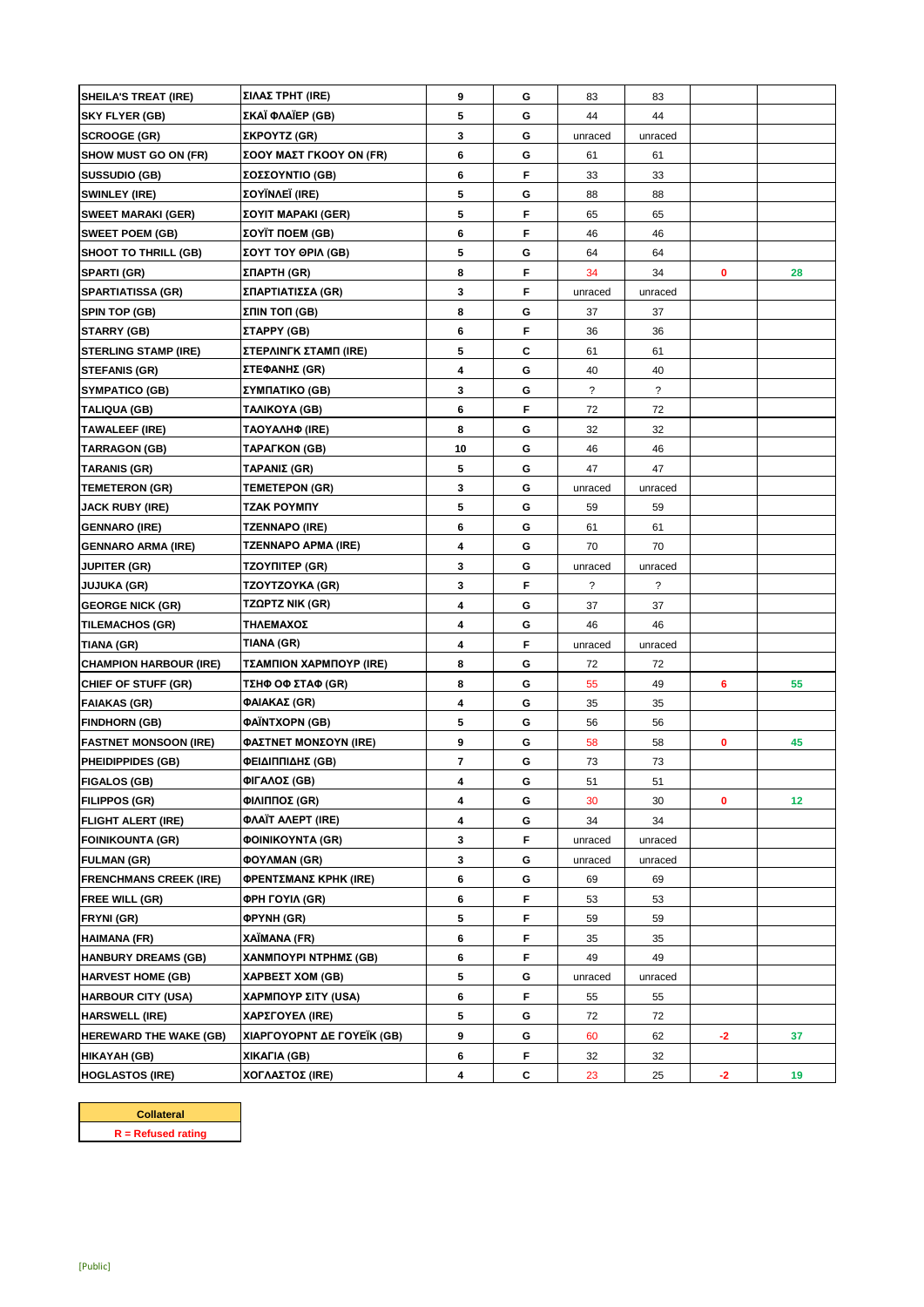| | | | | | | | |
|---|---|---|---|---|---|---|---|
| SHEILA'S TREAT (IRE) | ΣΙΛΑΣ ΤΡΗΤ (IRE) | 9 | G | 83 | 83 | | |
| SKY FLYER (GB) | ΣΚΑΪ ΦΛΑΪΕΡ (GB) | 5 | G | 44 | 44 | | |
| SCROOGE (GR) | ΣΚΡΟΥΤΖ (GR) | 3 | G | unraced | unraced | | |
| SHOW MUST GO ON (FR) | ΣΟΟΥ ΜΑΣΤ ΓΚΟΟΥ ΟΝ (FR) | 6 | G | 61 | 61 | | |
| SUSSUDIO (GB) | ΣΟΣΣΟΥΝΤΙΟ (GB) | 6 | F | 33 | 33 | | |
| SWINLEY (IRE) | ΣΟΥΪΝΛΕΪ (IRE) | 5 | G | 88 | 88 | | |
| SWEET MARAKI (GER) | ΣΟΥΙΤ ΜΑΡΑΚΙ (GER) | 5 | F | 65 | 65 | | |
| SWEET POEM (GB) | ΣΟΥΪΤ ΠΟΕΜ (GB) | 6 | F | 46 | 46 | | |
| SHOOT TO THRILL (GB) | ΣΟΥΤ ΤΟΥ ΘΡΙΛ (GB) | 5 | G | 64 | 64 | | |
| SPARTI (GR) | ΣΠΑΡΤΗ (GR) | 8 | F | 34 | 34 | 0 | 28 |
| SPARTIATISSA (GR) | ΣΠΑΡΤΙΑΤΙΣΣΑ (GR) | 3 | F | unraced | unraced | | |
| SPIN TOP (GB) | ΣΠΙΝ ΤΟΠ (GB) | 8 | G | 37 | 37 | | |
| STARRY (GB) | ΣΤΑΡΡΥ (GB) | 6 | F | 36 | 36 | | |
| STERLING STAMP (IRE) | ΣΤΕΡΛΙΝΓΚ ΣΤΑΜΠ (IRE) | 5 | C | 61 | 61 | | |
| STEFANIS (GR) | ΣΤΕΦΑΝΗΣ (GR) | 4 | G | 40 | 40 | | |
| SYMPATICO (GB) | ΣΥΜΠΑΤΙΚΟ (GB) | 3 | G | ? | ? | | |
| TALIQUA (GB) | ΤΑΛΙΚΟΥΑ (GB) | 6 | F | 72 | 72 | | |
| TAWALEEF (IRE) | ΤΑΟΥΑΛΗΦ (IRE) | 8 | G | 32 | 32 | | |
| TARRAGON (GB) | ΤΑΡΑΓΚΟΝ (GB) | 10 | G | 46 | 46 | | |
| TARANIS (GR) | ΤΑΡΑΝΙΣ (GR) | 5 | G | 47 | 47 | | |
| TEMETERON (GR) | ΤΕΜΕΤΕΡΟΝ (GR) | 3 | G | unraced | unraced | | |
| JACK RUBY (IRE) | ΤΖΑΚ ΡΟΥΜΠΥ | 5 | G | 59 | 59 | | |
| GENNARO (IRE) | ΤΖΕΝΝΑΡΟ (IRE) | 6 | G | 61 | 61 | | |
| GENNARO ARMA (IRE) | ΤΖΕΝΝΑΡΟ ΑΡΜΑ (IRE) | 4 | G | 70 | 70 | | |
| JUPITER (GR) | ΤΖΟΥΠΙΤΕΡ (GR) | 3 | G | unraced | unraced | | |
| JUJUKA (GR) | ΤΖΟΥΤΖΟΥΚΑ (GR) | 3 | F | ? | ? | | |
| GEORGE NICK (GR) | ΤΖΩΡΤΖ ΝΙΚ (GR) | 4 | G | 37 | 37 | | |
| TILEMACHOS (GR) | ΤΗΛΕΜΑΧΟΣ | 4 | G | 46 | 46 | | |
| TIANA (GR) | ΤΙΑΝΑ (GR) | 4 | F | unraced | unraced | | |
| CHAMPION HARBOUR (IRE) | ΤΣΑΜΠΙΟΝ ΧΑΡΜΠΟΥΡ (IRE) | 8 | G | 72 | 72 | | |
| CHIEF OF STUFF (GR) | ΤΣΗΦ ΟΦ ΣΤΑΦ (GR) | 8 | G | 55 | 49 | 6 | 55 |
| FAIAKAS (GR) | ΦΑΙΑΚΑΣ (GR) | 4 | G | 35 | 35 | | |
| FINDHORN (GB) | ΦΑΪΝΤΧΟΡΝ (GB) | 5 | G | 56 | 56 | | |
| FASTNET MONSOON (IRE) | ΦΑΣΤΝΕΤ ΜΟΝΣΟΥΝ (IRE) | 9 | G | 58 | 58 | 0 | 45 |
| PHEIDIPPIDES (GB) | ΦΕΙΔΙΠΠΙΔΗΣ (GB) | 7 | G | 73 | 73 | | |
| FIGALOS (GB) | ΦΙΓΑΛΟΣ (GB) | 4 | G | 51 | 51 | | |
| FILIPPOS (GR) | ΦΙΛΙΠΠΟΣ (GR) | 4 | G | 30 | 30 | 0 | 12 |
| FLIGHT ALERT (IRE) | ΦΛΑΪΤ ΑΛΕΡΤ (IRE) | 4 | G | 34 | 34 | | |
| FOINIKOUNTA (GR) | ΦΟΙΝΙΚΟΥΝΤΑ (GR) | 3 | F | unraced | unraced | | |
| FULMAN (GR) | ΦΟΥΛΜΑΝ (GR) | 3 | G | unraced | unraced | | |
| FRENCHMANS CREEK (IRE) | ΦΡΕΝΤΣΜΑΝΣ ΚΡΗΚ (IRE) | 6 | G | 69 | 69 | | |
| FREE WILL (GR) | ΦΡΗ ΓΟΥΙΛ (GR) | 6 | F | 53 | 53 | | |
| FRYNI (GR) | ΦΡΥΝΗ (GR) | 5 | F | 59 | 59 | | |
| HAIMANA (FR) | ΧΑΪΜΑΝΑ (FR) | 6 | F | 35 | 35 | | |
| HANBURY DREAMS (GB) | ΧΑΝΜΠΟΥΡΙ ΝΤΡΗΜΣ (GB) | 6 | F | 49 | 49 | | |
| HARVEST HOME (GB) | ΧΑΡΒΕΣΤ ΧΟΜ (GB) | 5 | G | unraced | unraced | | |
| HARBOUR CITY (USA) | ΧΑΡΜΠΟΥΡ ΣΙΤΥ (USA) | 6 | F | 55 | 55 | | |
| HARSWELL (IRE) | ΧΑΡΣΓΟΥΕΛ (IRE) | 5 | G | 72 | 72 | | |
| HEREWARD THE WAKE (GB) | ΧΙΑΡΓΟΥΟΡΝΤ ΔΕ ΓΟΥΕΪΚ (GB) | 9 | G | 60 | 62 | -2 | 37 |
| HIKAYAH (GB) | ΧΙΚΑΓΙΑ (GB) | 6 | F | 32 | 32 | | |
| HOGLASTOS (IRE) | ΧΟΓΛΑΣΤΟΣ (IRE) | 4 | C | 23 | 25 | -2 | 19 |

| Collateral |
|---|
| R = Refused rating |

[Public]